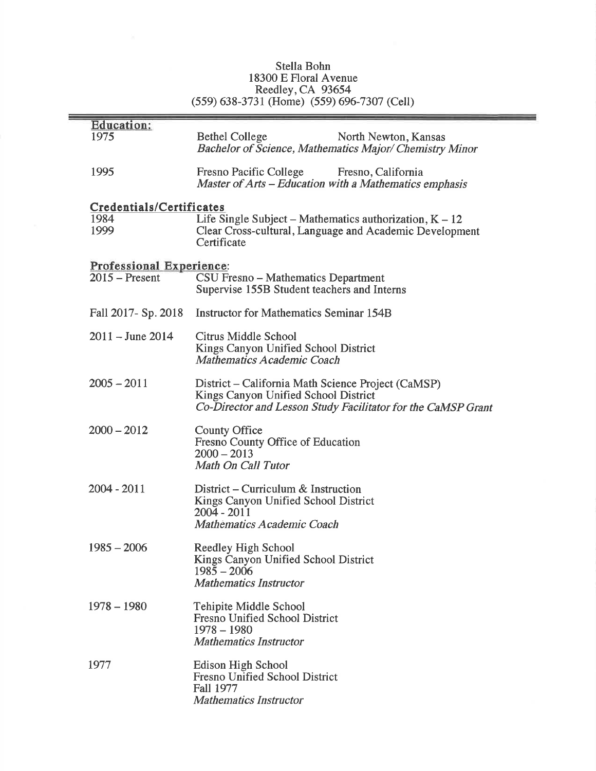Stella Bohn
18300 E Floral Avenue
Reedley, CA 93654
(559) 638-3731 (Home) (559) 696-7307 (Cell)

---

## Education:

**1975**
Bethel College — North Newton, Kansas
*Bachelor of Science, Mathematics Major/ Chemistry Minor*

**1995**
Fresno Pacific College — Fresno, California
*Master of Arts – Education with a Mathematics emphasis*

## Credentials/Certificates

**1984** Life Single Subject – Mathematics authorization, K – 12

**1999** Clear Cross-cultural, Language and Academic Development Certificate

## Professional Experience:

**2015 – Present**
CSU Fresno – Mathematics Department
Supervise 155B Student teachers and Interns

**Fall 2017- Sp. 2018**
Instructor for Mathematics Seminar 154B

**2011 – June 2014**
Citrus Middle School
Kings Canyon Unified School District
*Mathematics Academic Coach*

**2005 – 2011**
District – California Math Science Project (CaMSP)
Kings Canyon Unified School District
*Co-Director and Lesson Study Facilitator for the CaMSP Grant*

**2000 – 2012**
County Office
Fresno County Office of Education
2000 – 2013
*Math On Call Tutor*

**2004 - 2011**
District – Curriculum & Instruction
Kings Canyon Unified School District
2004 - 2011
*Mathematics Academic Coach*

**1985 – 2006**
Reedley High School
Kings Canyon Unified School District
1985 – 2006
*Mathematics Instructor*

**1978 – 1980**
Tehipite Middle School
Fresno Unified School District
1978 – 1980
*Mathematics Instructor*

**1977**
Edison High School
Fresno Unified School District
Fall 1977
*Mathematics Instructor*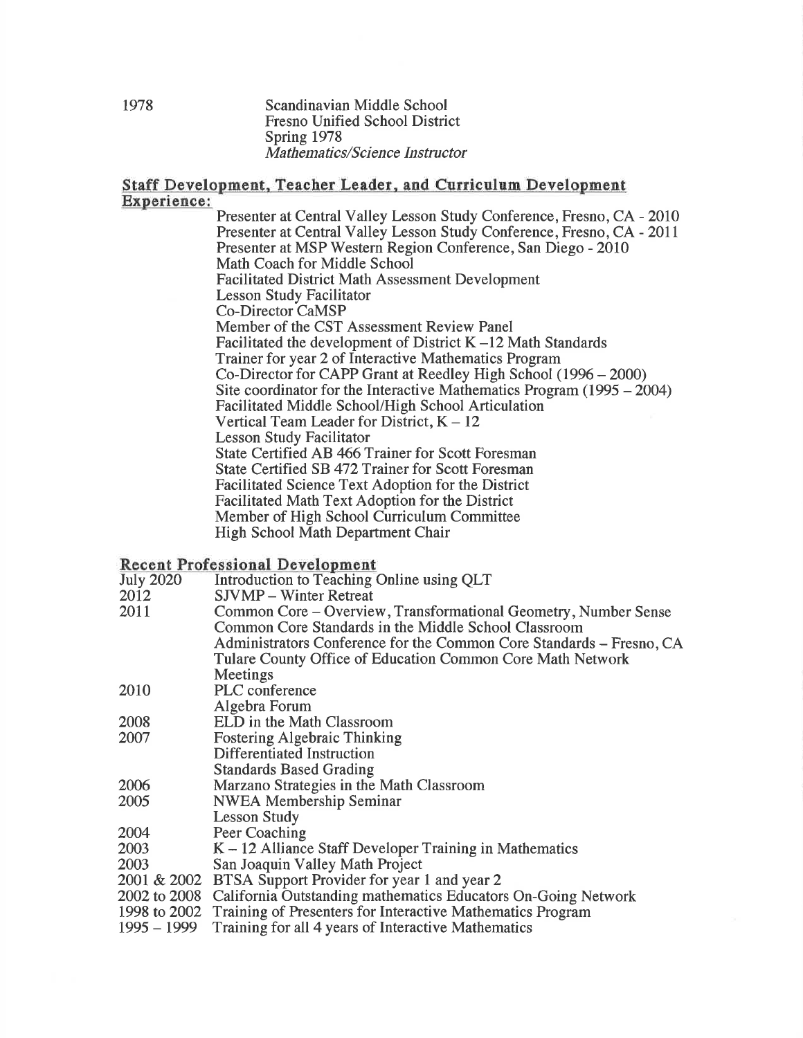| | |
|---|---|
| 1978 | Scandinavian Middle School<br>Fresno Unified School District<br>Spring 1978<br>*Mathematics/Science Instructor* |

**Staff Development, Teacher Leader, and Curriculum Development Experience:**

Presenter at Central Valley Lesson Study Conference, Fresno, CA - 2010
Presenter at Central Valley Lesson Study Conference, Fresno, CA - 2011
Presenter at MSP Western Region Conference, San Diego - 2010
Math Coach for Middle School
Facilitated District Math Assessment Development
Lesson Study Facilitator
Co-Director CaMSP
Member of the CST Assessment Review Panel
Facilitated the development of District K –12 Math Standards
Trainer for year 2 of Interactive Mathematics Program
Co-Director for CAPP Grant at Reedley High School (1996 – 2000)
Site coordinator for the Interactive Mathematics Program (1995 – 2004)
Facilitated Middle School/High School Articulation
Vertical Team Leader for District, K – 12
Lesson Study Facilitator
State Certified AB 466 Trainer for Scott Foresman
State Certified SB 472 Trainer for Scott Foresman
Facilitated Science Text Adoption for the District
Facilitated Math Text Adoption for the District
Member of High School Curriculum Committee
High School Math Department Chair

**Recent Professional Development**

| | |
|---|---|
| July 2020 | Introduction to Teaching Online using QLT |
| 2012 | SJVMP – Winter Retreat |
| 2011 | Common Core – Overview, Transformational Geometry, Number Sense<br>Common Core Standards in the Middle School Classroom<br>Administrators Conference for the Common Core Standards – Fresno, CA<br>Tulare County Office of Education Common Core Math Network Meetings |
| 2010 | PLC conference<br>Algebra Forum |
| 2008 | ELD in the Math Classroom |
| 2007 | Fostering Algebraic Thinking<br>Differentiated Instruction<br>Standards Based Grading |
| 2006 | Marzano Strategies in the Math Classroom |
| 2005 | NWEA Membership Seminar<br>Lesson Study |
| 2004 | Peer Coaching |
| 2003 | K – 12 Alliance Staff Developer Training in Mathematics |
| 2003 | San Joaquin Valley Math Project |
| 2001 & 2002 | BTSA Support Provider for year 1 and year 2 |
| 2002 to 2008 | California Outstanding mathematics Educators On-Going Network |
| 1998 to 2002 | Training of Presenters for Interactive Mathematics Program |
| 1995 – 1999 | Training for all 4 years of Interactive Mathematics |